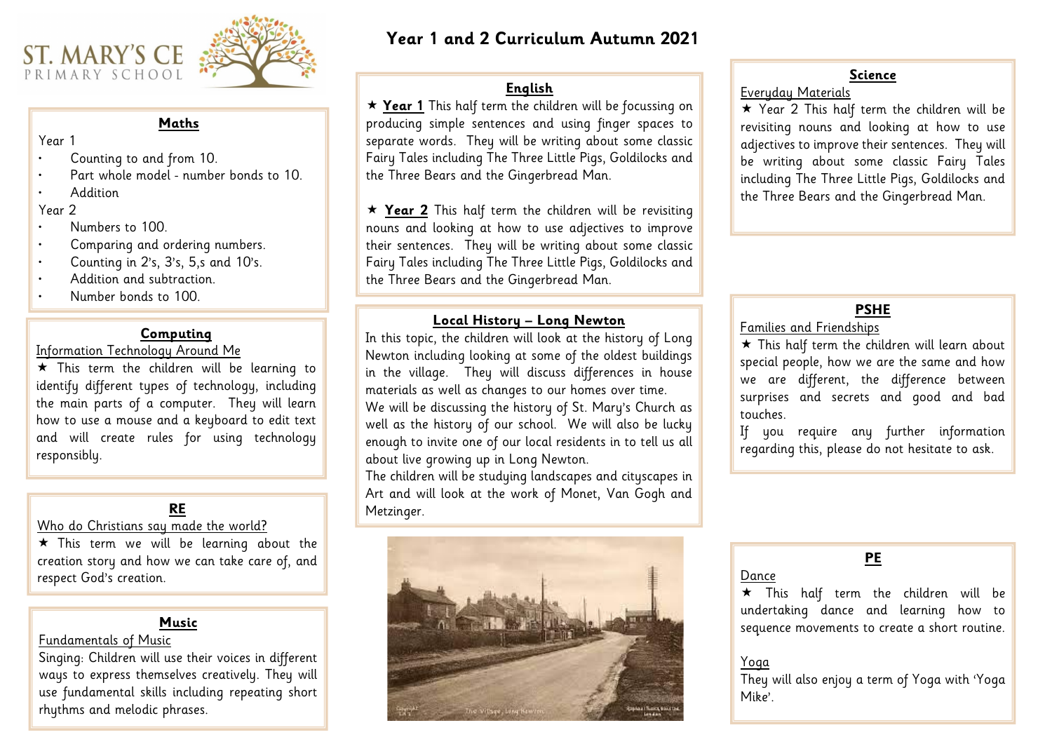ST. MARY'S CE PRIMARY SCHOOL

# Year 1 and 2 Curriculum Autumn 2021

## Maths

Year 1

- Counting to and from 10.
- Part whole model - number bonds to 10.
- Addition

Year 2

- Numbers to 100.
- Comparing and ordering numbers.
- Counting in 2's, 3's, 5,s and 10's.
- Addition and subtraction.
- Number bonds to 100.

## Computing

Information Technology Around Me

★ This term the children will be learning to identify different types of technology, including the main parts of a computer. They will learn how to use a mouse and a keyboard to edit text and will create rules for using technology responsibly.

## RE

Who do Christians say made the world?

★ This term we will be learning about the creation story and how we can take care of, and respect God's creation.

## Music

Fundamentals of Music

Singing: Children will use their voices in different ways to express themselves creatively. They will use fundamental skills including repeating short rhythms and melodic phrases.

## English

★ **Year 1** This half term the children will be focussing on producing simple sentences and using finger spaces to separate words. They will be writing about some classic Fairy Tales including The Three Little Pigs, Goldilocks and the Three Bears and the Gingerbread Man.

★ **Year 2** This half term the children will be revisiting nouns and looking at how to use adjectives to improve their sentences. They will be writing about some classic Fairy Tales including The Three Little Pigs, Goldilocks and the Three Bears and the Gingerbread Man.

## Local History – Long Newton

In this topic, the children will look at the history of Long Newton including looking at some of the oldest buildings in the village. They will discuss differences in house materials as well as changes to our homes over time.

We will be discussing the history of St. Mary's Church as well as the history of our school. We will also be lucky enough to invite one of our local residents in to tell us all about live growing up in Long Newton.

The children will be studying landscapes and cityscapes in Art and will look at the work of Monet, Van Gogh and Metzinger.

The Village, Long Newton

## Science

Everyday Materials

★ Year 2 This half term the children will be revisiting nouns and looking at how to use adjectives to improve their sentences. They will be writing about some classic Fairy Tales including The Three Little Pigs, Goldilocks and the Three Bears and the Gingerbread Man.

## PSHE

Families and Friendships

★ This half term the children will learn about special people, how we are the same and how we are different, the difference between surprises and secrets and good and bad touches.

If you require any further information regarding this, please do not hesitate to ask.

## PE

Dance

★ This half term the children will be undertaking dance and learning how to sequence movements to create a short routine.

Yoga

They will also enjoy a term of Yoga with 'Yoga Mike'.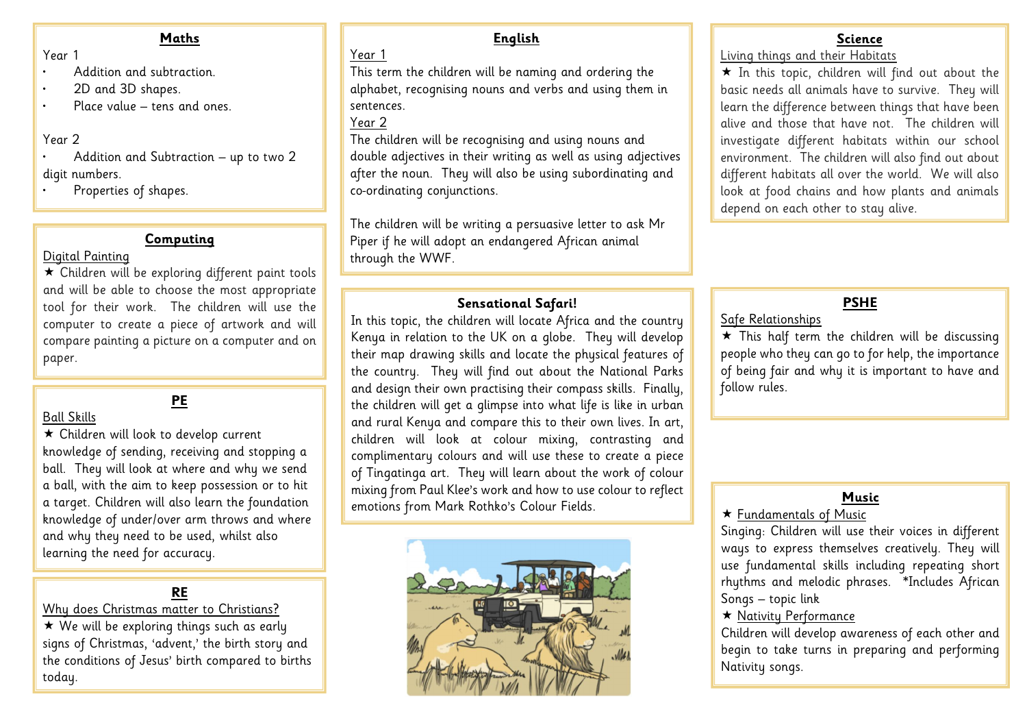## Maths

Year 1

- Addition and subtraction.
- 2D and 3D shapes.
- Place value – tens and ones.

Year 2

- Addition and Subtraction – up to two 2 digit numbers.
- Properties of shapes.

## Computing

Digital Painting

★ Children will be exploring different paint tools and will be able to choose the most appropriate tool for their work. The children will use the computer to create a piece of artwork and will compare painting a picture on a computer and on paper.

## PE

Ball Skills

★ Children will look to develop current knowledge of sending, receiving and stopping a ball. They will look at where and why we send a ball, with the aim to keep possession or to hit a target. Children will also learn the foundation knowledge of under/over arm throws and where and why they need to be used, whilst also learning the need for accuracy.

## RE

Why does Christmas matter to Christians?

★ We will be exploring things such as early signs of Christmas, 'advent,' the birth story and the conditions of Jesus' birth compared to births today.

## English

Year 1

This term the children will be naming and ordering the alphabet, recognising nouns and verbs and using them in sentences.

Year 2

The children will be recognising and using nouns and double adjectives in their writing as well as using adjectives after the noun. They will also be using subordinating and co-ordinating conjunctions.

The children will be writing a persuasive letter to ask Mr Piper if he will adopt an endangered African animal through the WWF.

## Sensational Safari!

In this topic, the children will locate Africa and the country Kenya in relation to the UK on a globe. They will develop their map drawing skills and locate the physical features of the country. They will find out about the National Parks and design their own practising their compass skills. Finally, the children will get a glimpse into what life is like in urban and rural Kenya and compare this to their own lives. In art, children will look at colour mixing, contrasting and complimentary colours and will use these to create a piece of Tingatinga art. They will learn about the work of colour mixing from Paul Klee's work and how to use colour to reflect emotions from Mark Rothko's Colour Fields.

## Science

Living things and their Habitats

★ In this topic, children will find out about the basic needs all animals have to survive. They will learn the difference between things that have been alive and those that have not. The children will investigate different habitats within our school environment. The children will also find out about different habitats all over the world. We will also look at food chains and how plants and animals depend on each other to stay alive.

## PSHE

Safe Relationships

★ This half term the children will be discussing people who they can go to for help, the importance of being fair and why it is important to have and follow rules.

## Music

★ Fundamentals of Music

Singing: Children will use their voices in different ways to express themselves creatively. They will use fundamental skills including repeating short rhythms and melodic phrases. *Includes African Songs – topic link

★ Nativity Performance

Children will develop awareness of each other and begin to take turns in preparing and performing Nativity songs.